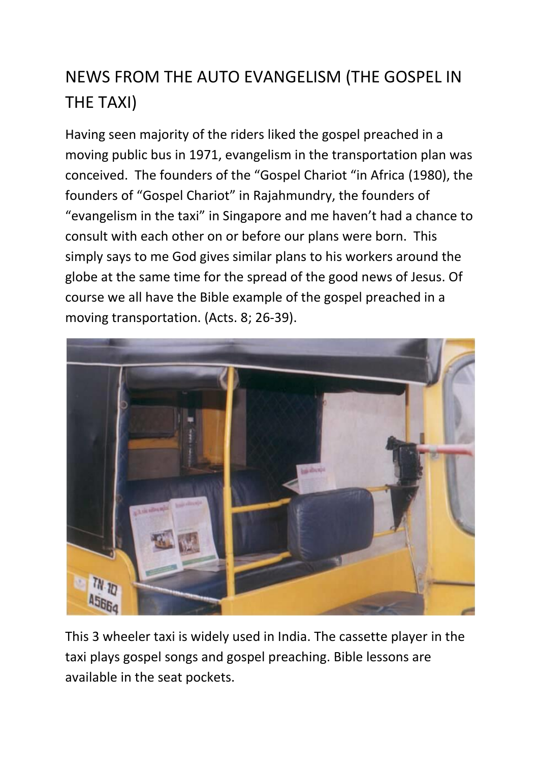# NEWS FROM THE AUTO EVANGELISM (THE GOSPEL IN THE TAXI)

Having seen majority of the riders liked the gospel preached in a moving public bus in 1971, evangelism in the transportation plan was conceived. The founders of the "Gospel Chariot "in Africa (1980), the founders of "Gospel Chariot" in Rajahmundry, the founders of "evangelism in the taxi" in Singapore and me haven't had a chance to consult with each other on or before our plans were born. This simply says to me God gives similar plans to his workers around the globe at the same time for the spread of the good news of Jesus. Of course we all have the Bible example of the gospel preached in a moving transportation. (Acts. 8; 26-39).

This 3 wheeler taxi is widely used in India. The cassette player in the taxi plays gospel songs and gospel preaching. Bible lessons are available in the seat pockets.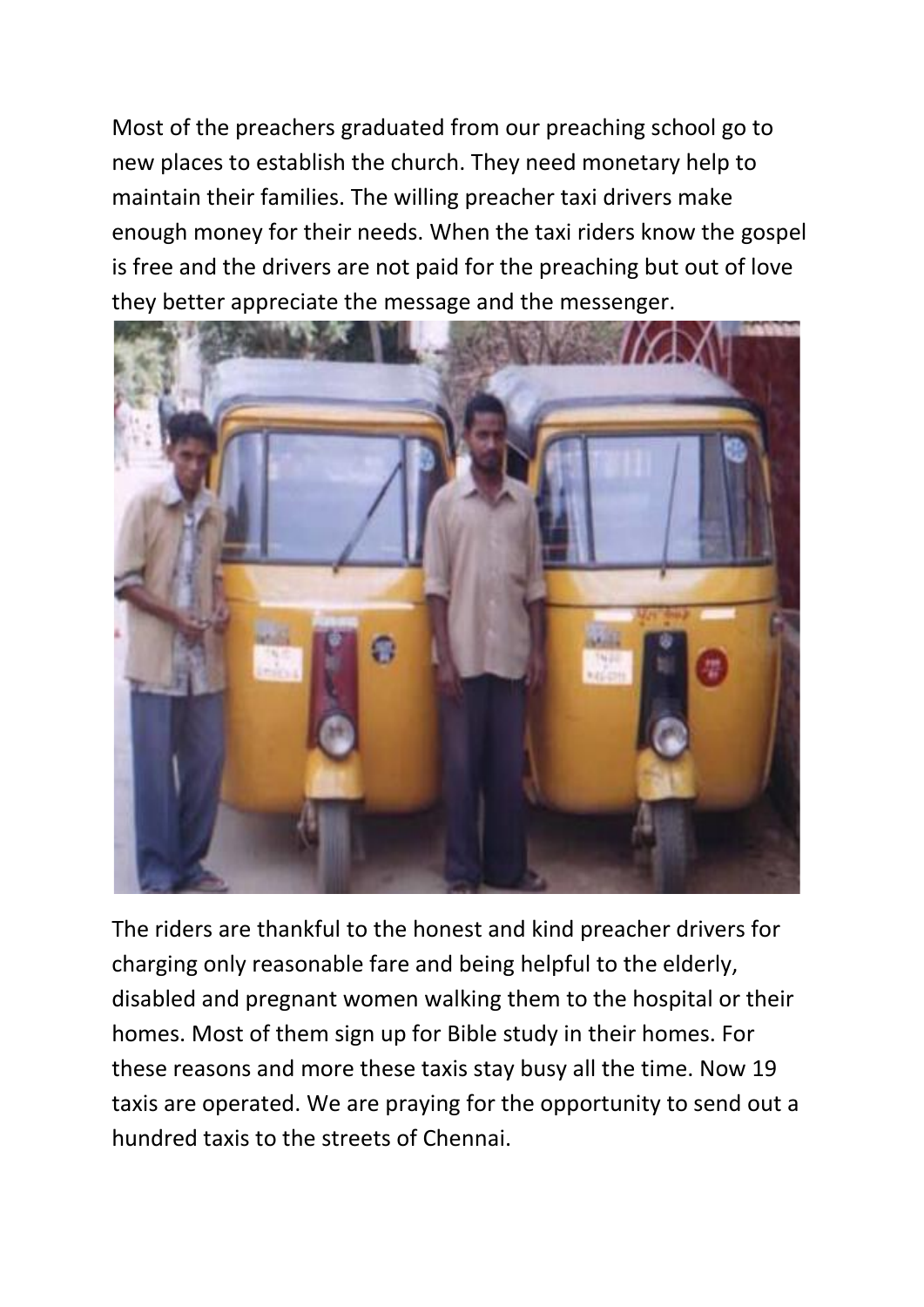Most of the preachers graduated from our preaching school go to new places to establish the church. They need monetary help to maintain their families. The willing preacher taxi drivers make enough money for their needs. When the taxi riders know the gospel is free and the drivers are not paid for the preaching but out of love they better appreciate the message and the messenger.

The riders are thankful to the honest and kind preacher drivers for charging only reasonable fare and being helpful to the elderly, disabled and pregnant women walking them to the hospital or their homes. Most of them sign up for Bible study in their homes. For these reasons and more these taxis stay busy all the time. Now 19 taxis are operated. We are praying for the opportunity to send out a hundred taxis to the streets of Chennai.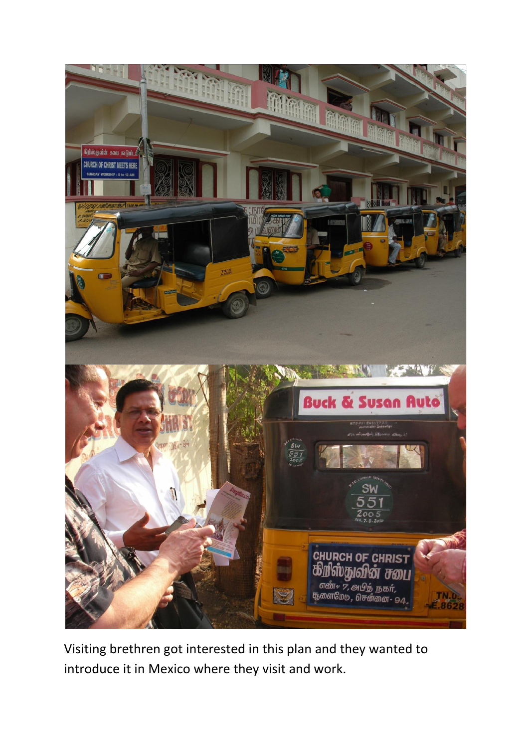Visiting brethren got interested in this plan and they wanted to introduce it in Mexico where they visit and work.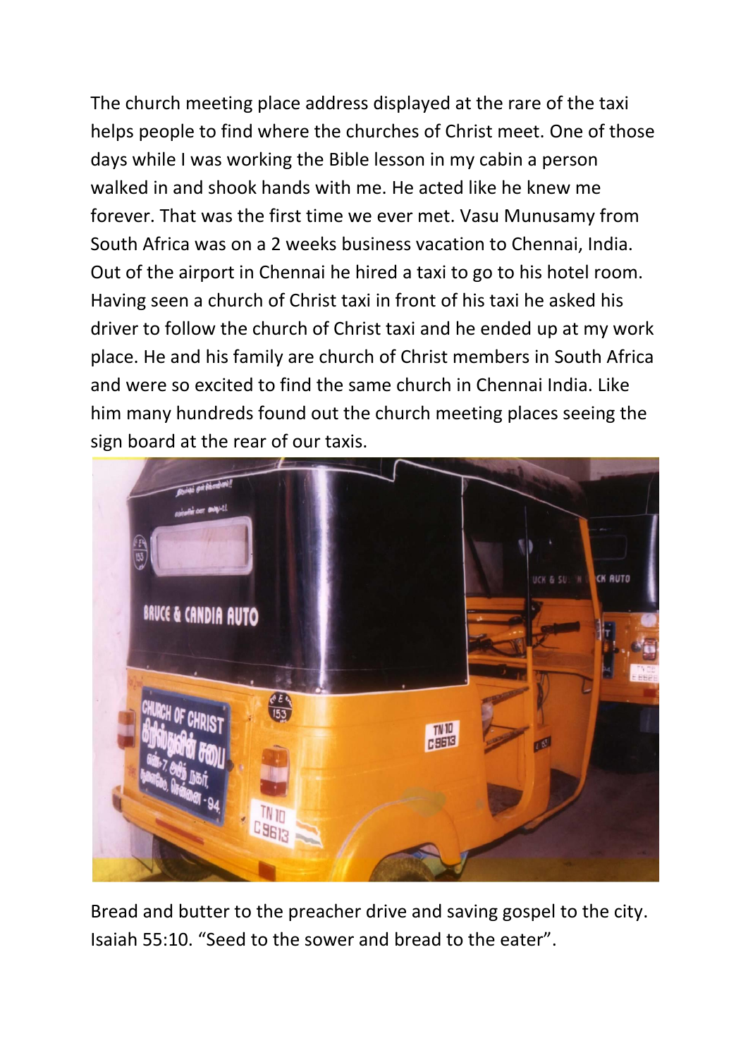The church meeting place address displayed at the rare of the taxi helps people to find where the churches of Christ meet. One of those days while I was working the Bible lesson in my cabin a person walked in and shook hands with me. He acted like he knew me forever. That was the first time we ever met. Vasu Munusamy from South Africa was on a 2 weeks business vacation to Chennai, India. Out of the airport in Chennai he hired a taxi to go to his hotel room. Having seen a church of Christ taxi in front of his taxi he asked his driver to follow the church of Christ taxi and he ended up at my work place. He and his family are church of Christ members in South Africa and were so excited to find the same church in Chennai India. Like him many hundreds found out the church meeting places seeing the sign board at the rear of our taxis.

Bread and butter to the preacher drive and saving gospel to the city. Isaiah 55:10. “Seed to the sower and bread to the eater”.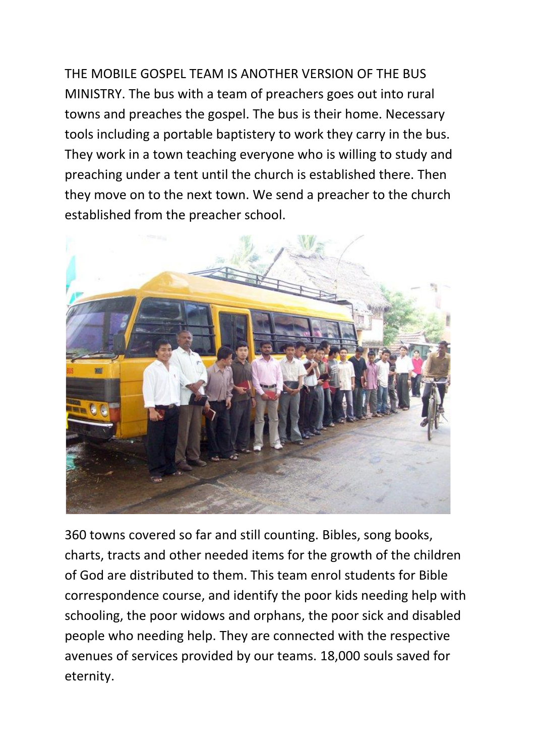THE MOBILE GOSPEL TEAM IS ANOTHER VERSION OF THE BUS MINISTRY. The bus with a team of preachers goes out into rural towns and preaches the gospel. The bus is their home. Necessary tools including a portable baptistery to work they carry in the bus. They work in a town teaching everyone who is willing to study and preaching under a tent until the church is established there. Then they move on to the next town. We send a preacher to the church established from the preacher school.

360 towns covered so far and still counting. Bibles, song books, charts, tracts and other needed items for the growth of the children of God are distributed to them. This team enrol students for Bible correspondence course, and identify the poor kids needing help with schooling, the poor widows and orphans, the poor sick and disabled people who needing help. They are connected with the respective avenues of services provided by our teams. 18,000 souls saved for eternity.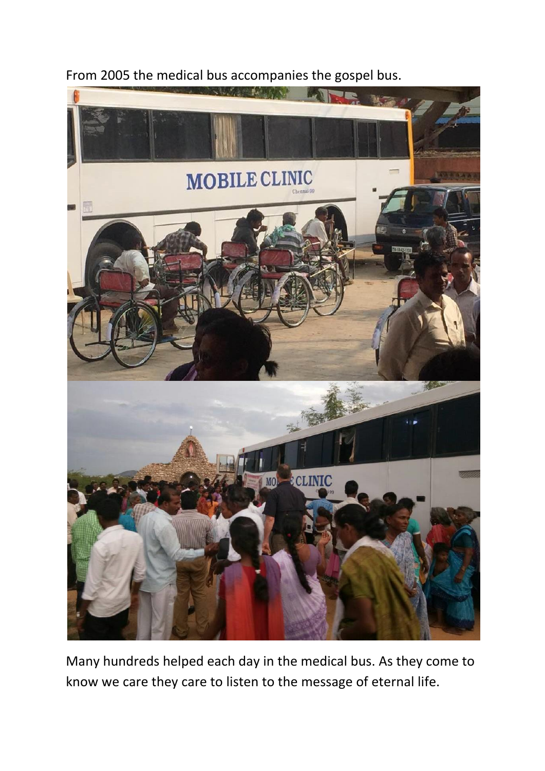From 2005 the medical bus accompanies the gospel bus.

Many hundreds helped each day in the medical bus. As they come to know we care they care to listen to the message of eternal life.